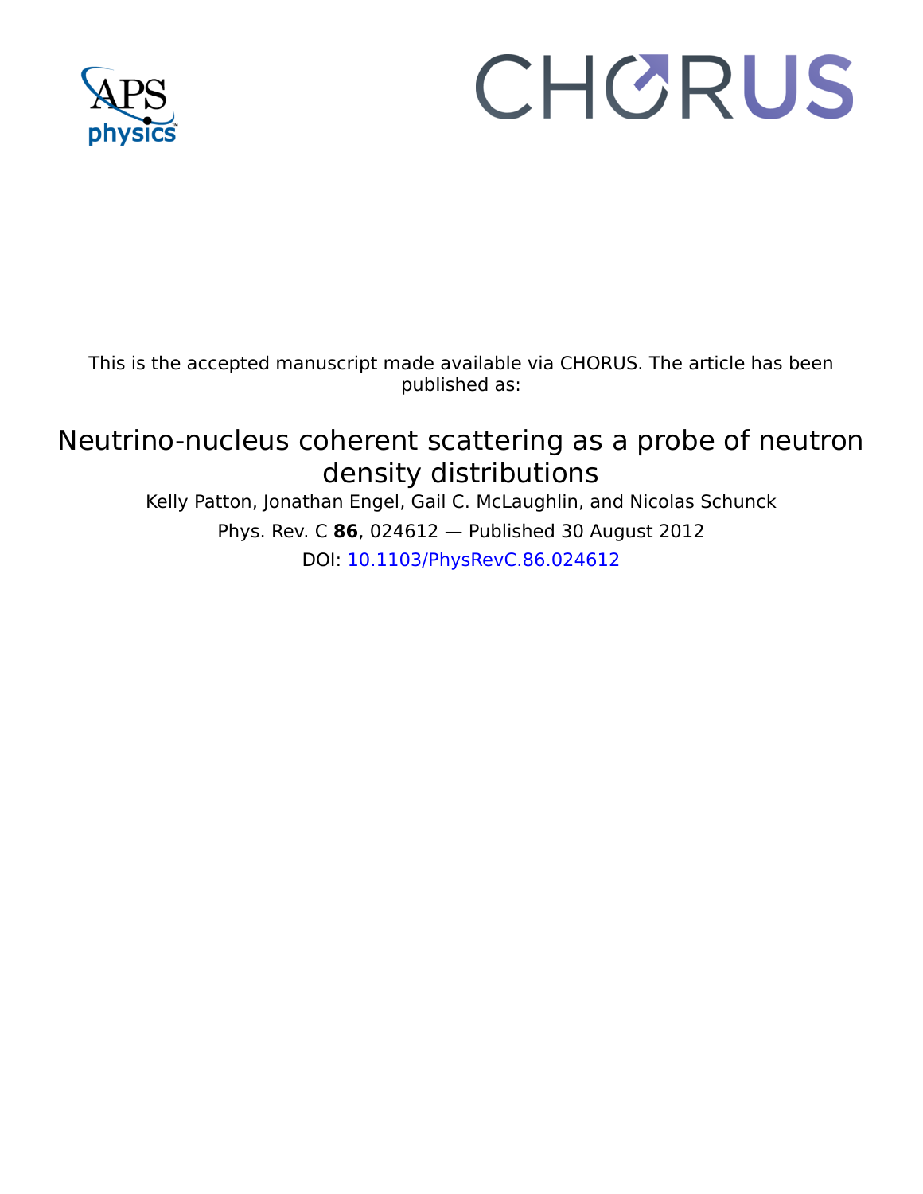This is the accepted manuscript made available via CHORUS. The article has been published as:

# Neutrino-nucleus coherent scattering as a probe of neutron density distributions

Kelly Patton, Jonathan Engel, Gail C. McLaughlin, and Nicolas Schunck

Phys. Rev. C **86**, 024612 — Published 30 August 2012

DOI: 10.1103/PhysRevC.86.024612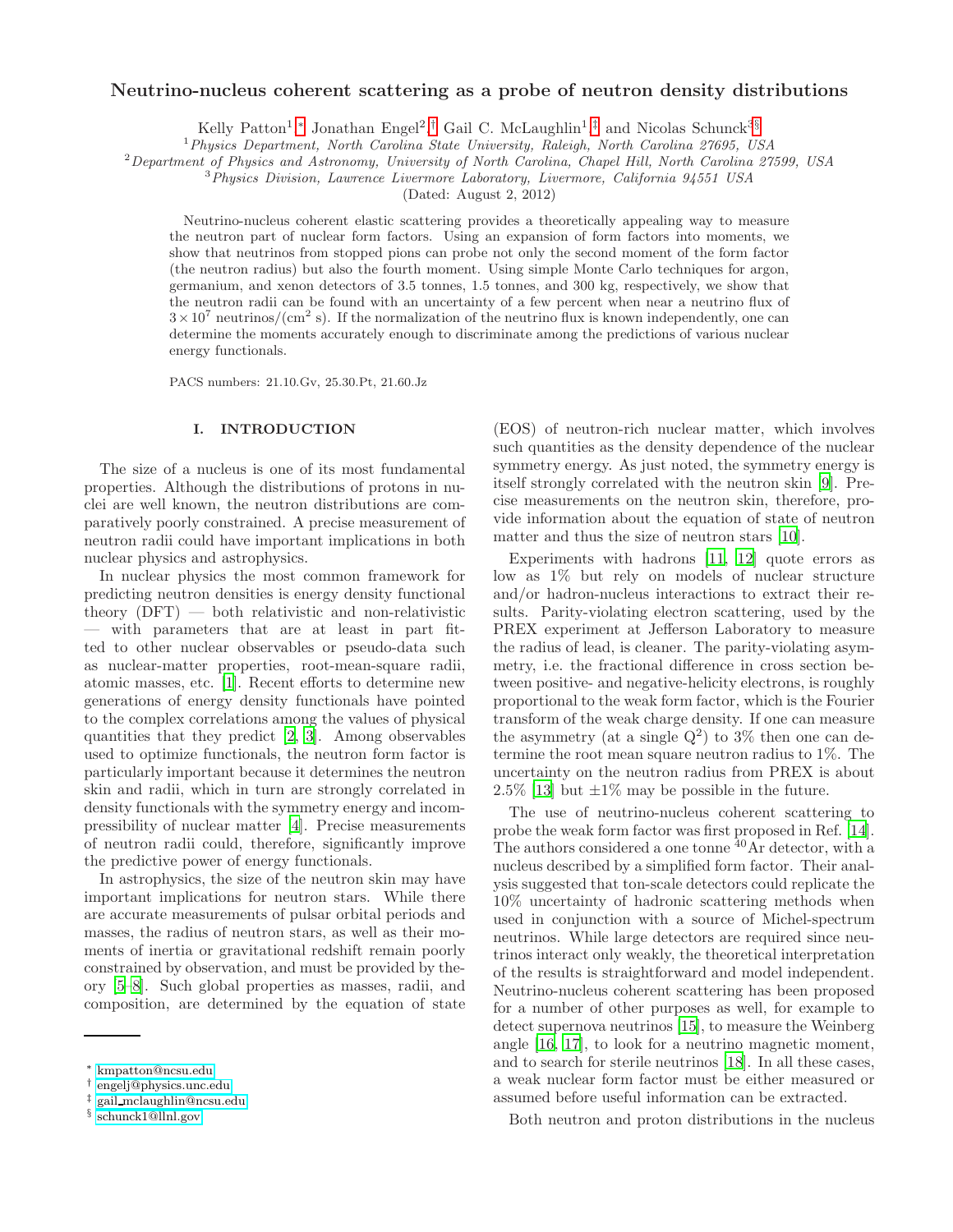# Neutrino-nucleus coherent scattering as a probe of neutron density distributions

Kelly Patton[1,*] Jonathan Engel[2,†] Gail C. McLaughlin[1,‡] and Nicolas Schunck[3,§]

[1] *Physics Department, North Carolina State University, Raleigh, North Carolina 27695, USA*

[2] *Department of Physics and Astronomy, University of North Carolina, Chapel Hill, North Carolina 27599, USA*

[3] *Physics Division, Lawrence Livermore Laboratory, Livermore, California 94551 USA*

(Dated: August 2, 2012)

Neutrino-nucleus coherent elastic scattering provides a theoretically appealing way to measure the neutron part of nuclear form factors. Using an expansion of form factors into moments, we show that neutrinos from stopped pions can probe not only the second moment of the form factor (the neutron radius) but also the fourth moment. Using simple Monte Carlo techniques for argon, germanium, and xenon detectors of 3.5 tonnes, 1.5 tonnes, and 300 kg, respectively, we show that the neutron radii can be found with an uncertainty of a few percent when near a neutrino flux of $3\times 10^7$ neutrinos/(cm$^2$ s). If the normalization of the neutrino flux is known independently, one can determine the moments accurately enough to discriminate among the predictions of various nuclear energy functionals.

PACS numbers: 21.10.Gv, 25.30.Pt, 21.60.Jz

## I. INTRODUCTION

The size of a nucleus is one of its most fundamental properties. Although the distributions of protons in nuclei are well known, the neutron distributions are comparatively poorly constrained. A precise measurement of neutron radii could have important implications in both nuclear physics and astrophysics.

In nuclear physics the most common framework for predicting neutron densities is energy density functional theory (DFT) — both relativistic and non-relativistic — with parameters that are at least in part fitted to other nuclear observables or pseudo-data such as nuclear-matter properties, root-mean-square radii, atomic masses, etc. [1]. Recent efforts to determine new generations of energy density functionals have pointed to the complex correlations among the values of physical quantities that they predict [2, 3]. Among observables used to optimize functionals, the neutron form factor is particularly important because it determines the neutron skin and radii, which in turn are strongly correlated in density functionals with the symmetry energy and incompressibility of nuclear matter [4]. Precise measurements of neutron radii could, therefore, significantly improve the predictive power of energy functionals.

In astrophysics, the size of the neutron skin may have important implications for neutron stars. While there are accurate measurements of pulsar orbital periods and masses, the radius of neutron stars, as well as their moments of inertia or gravitational redshift remain poorly constrained by observation, and must be provided by theory [5–8]. Such global properties as masses, radii, and composition, are determined by the equation of state (EOS) of neutron-rich nuclear matter, which involves such quantities as the density dependence of the nuclear symmetry energy. As just noted, the symmetry energy is itself strongly correlated with the neutron skin [9]. Precise measurements on the neutron skin, therefore, provide information about the equation of state of neutron matter and thus the size of neutron stars [10].

Experiments with hadrons [11, 12] quote errors as low as 1% but rely on models of nuclear structure and/or hadron-nucleus interactions to extract their results. Parity-violating electron scattering, used by the PREX experiment at Jefferson Laboratory to measure the radius of lead, is cleaner. The parity-violating asymmetry, i.e. the fractional difference in cross section between positive- and negative-helicity electrons, is roughly proportional to the weak form factor, which is the Fourier transform of the weak charge density. If one can measure the asymmetry (at a single $Q^2$) to 3% then one can determine the root mean square neutron radius to 1%. The uncertainty on the neutron radius from PREX is about 2.5% [13] but ±1% may be possible in the future.

The use of neutrino-nucleus coherent scattering to probe the weak form factor was first proposed in Ref. [14]. The authors considered a one tonne $^{40}$Ar detector, with a nucleus described by a simplified form factor. Their analysis suggested that ton-scale detectors could replicate the 10% uncertainty of hadronic scattering methods when used in conjunction with a source of Michel-spectrum neutrinos. While large detectors are required since neutrinos interact only weakly, the theoretical interpretation of the results is straightforward and model independent. Neutrino-nucleus coherent scattering has been proposed for a number of other purposes as well, for example to detect supernova neutrinos [15], to measure the Weinberg angle [16, 17], to look for a neutrino magnetic moment, and to search for sterile neutrinos [18]. In all these cases, a weak nuclear form factor must be either measured or assumed before useful information can be extracted.

Both neutron and proton distributions in the nucleus

* kmpatton@ncsu.edu
† engelj@physics.unc.edu
‡ gail_mclaughlin@ncsu.edu
§ schunck1@llnl.gov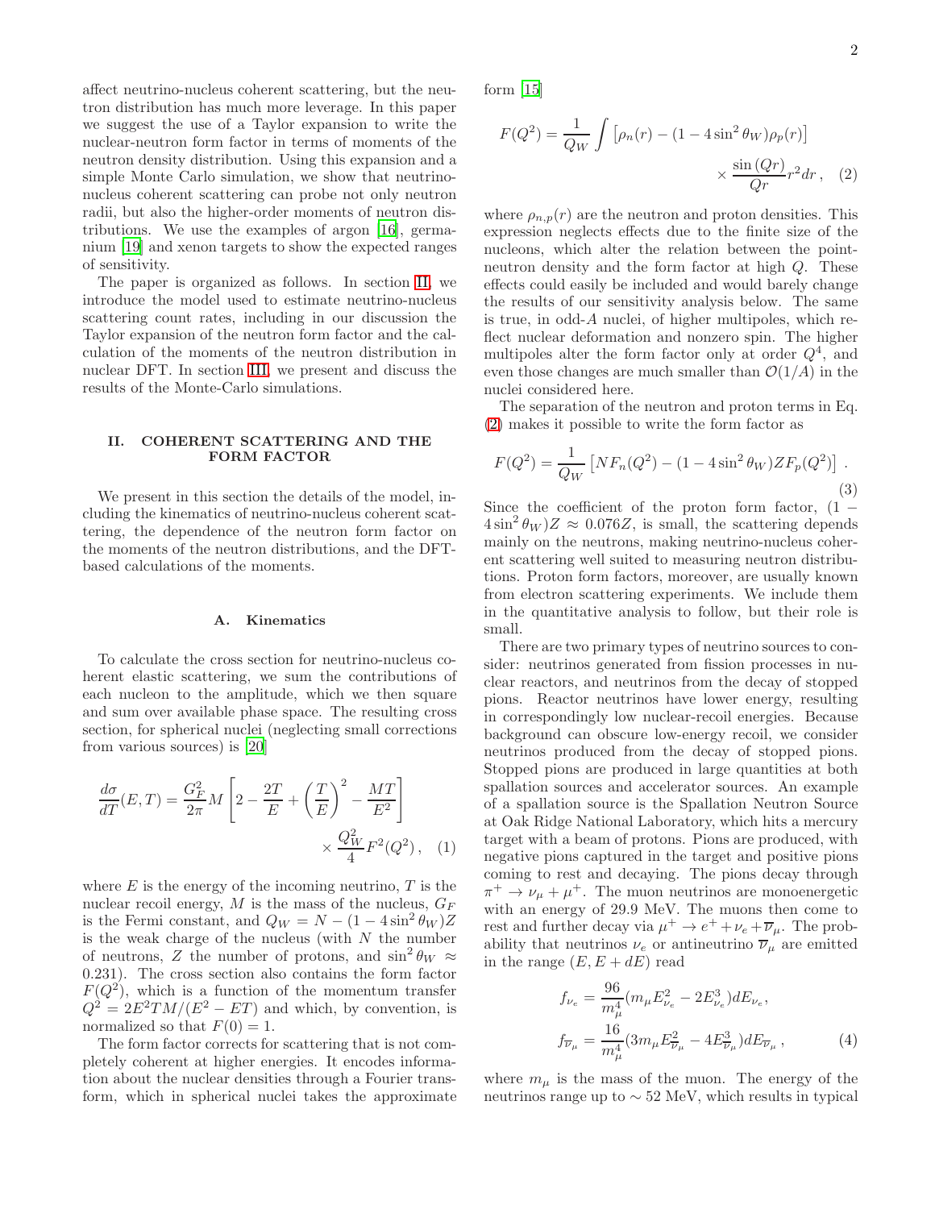affect neutrino-nucleus coherent scattering, but the neutron distribution has much more leverage. In this paper we suggest the use of a Taylor expansion to write the nuclear-neutron form factor in terms of moments of the neutron density distribution. Using this expansion and a simple Monte Carlo simulation, we show that neutrino-nucleus coherent scattering can probe not only neutron radii, but also the higher-order moments of neutron distributions. We use the examples of argon [16], germanium [19] and xenon targets to show the expected ranges of sensitivity.

The paper is organized as follows. In section II, we introduce the model used to estimate neutrino-nucleus scattering count rates, including in our discussion the Taylor expansion of the neutron form factor and the calculation of the moments of the neutron distribution in nuclear DFT. In section III, we present and discuss the results of the Monte-Carlo simulations.

## II. COHERENT SCATTERING AND THE FORM FACTOR

We present in this section the details of the model, including the kinematics of neutrino-nucleus coherent scattering, the dependence of the neutron form factor on the moments of the neutron distributions, and the DFT-based calculations of the moments.

### A. Kinematics

To calculate the cross section for neutrino-nucleus coherent elastic scattering, we sum the contributions of each nucleon to the amplitude, which we then square and sum over available phase space. The resulting cross section, for spherical nuclei (neglecting small corrections from various sources) is [20]

$$\frac{d\sigma}{dT}(E,T) = \frac{G_F^2}{2\pi} M \left[ 2 - \frac{2T}{E} + \left(\frac{T}{E}\right)^2 - \frac{MT}{E^2} \right] \times \frac{Q_W^2}{4} F^2(Q^2) \,, \quad (1)$$

where $E$ is the energy of the incoming neutrino, $T$ is the nuclear recoil energy, $M$ is the mass of the nucleus, $G_F$ is the Fermi constant, and $Q_W = N - (1 - 4\sin^2\theta_W)Z$ is the weak charge of the nucleus (with $N$ the number of neutrons, $Z$ the number of protons, and $\sin^2\theta_W \approx 0.231$). The cross section also contains the form factor $F(Q^2)$, which is a function of the momentum transfer $Q^2 = 2E^2TM/(E^2 - ET)$ and which, by convention, is normalized so that $F(0) = 1$.

The form factor corrects for scattering that is not completely coherent at higher energies. It encodes information about the nuclear densities through a Fourier transform, which in spherical nuclei takes the approximate form [15]

$$F(Q^2) = \frac{1}{Q_W} \int \left[\rho_n(r) - (1 - 4\sin^2\theta_W)\rho_p(r)\right] \times \frac{\sin(Qr)}{Qr} r^2 dr \,, \quad (2)$$

where $\rho_{n,p}(r)$ are the neutron and proton densities. This expression neglects effects due to the finite size of the nucleons, which alter the relation between the point-neutron density and the form factor at high $Q$. These effects could easily be included and would barely change the results of our sensitivity analysis below. The same is true, in odd-$A$ nuclei, of higher multipoles, which reflect nuclear deformation and nonzero spin. The higher multipoles alter the form factor only at order $Q^4$, and even those changes are much smaller than $\mathcal{O}(1/A)$ in the nuclei considered here.

The separation of the neutron and proton terms in Eq. (2) makes it possible to write the form factor as

$$F(Q^2) = \frac{1}{Q_W} \left[ N F_n(Q^2) - (1 - 4\sin^2\theta_W) Z F_p(Q^2) \right] . \quad (3)$$

Since the coefficient of the proton form factor, $(1 - 4\sin^2\theta_W)Z \approx 0.076Z$, is small, the scattering depends mainly on the neutrons, making neutrino-nucleus coherent scattering well suited to measuring neutron distributions. Proton form factors, moreover, are usually known from electron scattering experiments. We include them in the quantitative analysis to follow, but their role is small.

There are two primary types of neutrino sources to consider: neutrinos generated from fission processes in nuclear reactors, and neutrinos from the decay of stopped pions. Reactor neutrinos have lower energy, resulting in correspondingly low nuclear-recoil energies. Because background can obscure low-energy recoil, we consider neutrinos produced from the decay of stopped pions. Stopped pions are produced in large quantities at both spallation sources and accelerator sources. An example of a spallation source is the Spallation Neutron Source at Oak Ridge National Laboratory, which hits a mercury target with a beam of protons. Pions are produced, with negative pions captured in the target and positive pions coming to rest and decaying. The pions decay through $\pi^+ \to \nu_\mu + \mu^+$. The muon neutrinos are monoenergetic with an energy of 29.9 MeV. The muons then come to rest and further decay via $\mu^+ \to e^+ + \nu_e + \overline{\nu}_\mu$. The probability that neutrinos $\nu_e$ or antineutrino $\overline{\nu}_\mu$ are emitted in the range $(E, E + dE)$ read

$$f_{\nu_e} = \frac{96}{m_\mu^4}(m_\mu E_{\nu_e}^2 - 2E_{\nu_e}^3)dE_{\nu_e},$$
$$f_{\overline{\nu}_\mu} = \frac{16}{m_\mu^4}(3m_\mu E_{\overline{\nu}_\mu}^2 - 4E_{\overline{\nu}_\mu}^3)dE_{\overline{\nu}_\mu} \,, \quad (4)$$

where $m_\mu$ is the mass of the muon. The energy of the neutrinos range up to $\sim 52$ MeV, which results in typical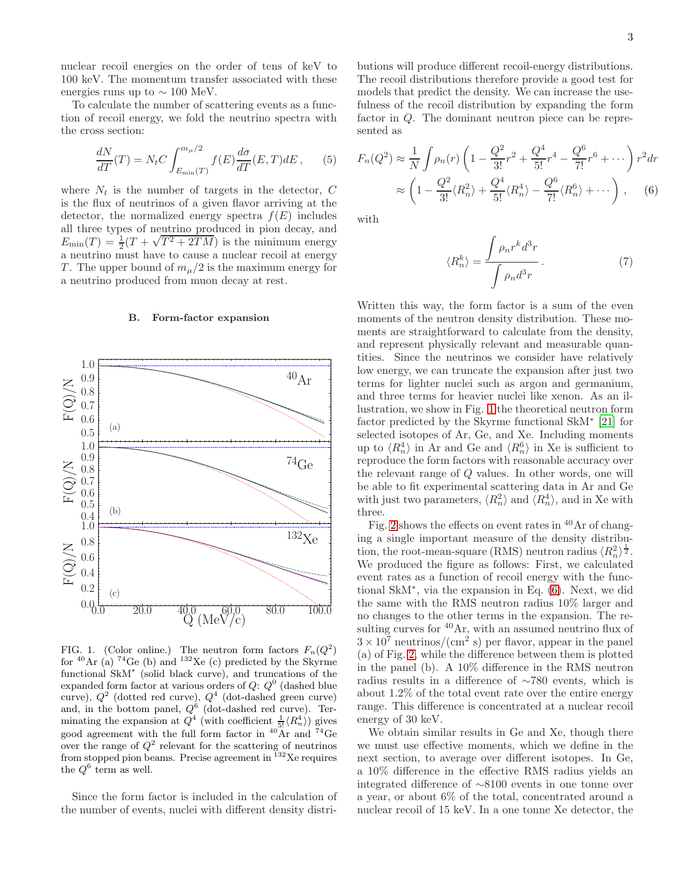nuclear recoil energies on the order of tens of keV to 100 keV. The momentum transfer associated with these energies runs up to $\sim 100$ MeV.

To calculate the number of scattering events as a function of recoil energy, we fold the neutrino spectra with the cross section:

$$\frac{dN}{dT}(T) = N_t C \int_{E_{\min}(T)}^{m_\mu/2} f(E) \frac{d\sigma}{dT}(E,T) dE \,, \qquad (5)$$

where $N_t$ is the number of targets in the detector, $C$ is the flux of neutrinos of a given flavor arriving at the detector, the normalized energy spectra $f(E)$ includes all three types of neutrino produced in pion decay, and $E_{\min}(T) = \frac{1}{2}(T + \sqrt{T^2 + 2TM})$ is the minimum energy a neutrino must have to cause a nuclear recoil at energy $T$. The upper bound of $m_\mu/2$ is the maximum energy for a neutrino produced from muon decay at rest.

### B. Form-factor expansion

FIG. 1. (Color online.) The neutron form factors $F_n(Q^2)$ for $^{40}$Ar (a) $^{74}$Ge (b) and $^{132}$Xe (c) predicted by the Skyrme functional SkM$^*$ (solid black curve), and truncations of the expanded form factor at various orders of $Q$: $Q^0$ (dashed blue curve), $Q^2$ (dotted red curve), $Q^4$ (dot-dashed green curve) and, in the bottom panel, $Q^6$ (dot-dashed red curve). Terminating the expansion at $Q^4$ (with coefficient $\frac{1}{5!}\langle R_n^4\rangle$) gives good agreement with the full form factor in $^{40}$Ar and $^{74}$Ge over the range of $Q^2$ relevant for the scattering of neutrinos from stopped pion beams. Precise agreement in $^{132}$Xe requires the $Q^6$ term as well.

Since the form factor is included in the calculation of the number of events, nuclei with different density distributions will produce different recoil-energy distributions. The recoil distributions therefore provide a good test for models that predict the density. We can increase the usefulness of the recoil distribution by expanding the form factor in $Q$. The dominant neutron piece can be represented as

$$\begin{aligned} F_n(Q^2) &\approx \frac{1}{N} \int \rho_n(r) \left(1 - \frac{Q^2}{3!} r^2 + \frac{Q^4}{5!} r^4 - \frac{Q^6}{7!} r^6 + \cdots \right) r^2 dr \\ &\approx \left(1 - \frac{Q^2}{3!}\langle R_n^2\rangle + \frac{Q^4}{5!}\langle R_n^4\rangle - \frac{Q^6}{7!}\langle R_n^6\rangle + \cdots \right) , \end{aligned} \qquad (6)$$

with

$$\langle R_n^k \rangle = \frac{\int \rho_n r^k d^3r}{\int \rho_n d^3r} \,. \qquad (7)$$

Written this way, the form factor is a sum of the even moments of the neutron density distribution. These moments are straightforward to calculate from the density, and represent physically relevant and measurable quantities. Since the neutrinos we consider have relatively low energy, we can truncate the expansion after just two terms for lighter nuclei such as argon and germanium, and three terms for heavier nuclei like xenon. As an illustration, we show in Fig. 1 the theoretical neutron form factor predicted by the Skyrme functional SkM$^*$ [21] for selected isotopes of Ar, Ge, and Xe. Including moments up to $\langle R_n^4\rangle$ in Ar and Ge and $\langle R_n^6\rangle$ in Xe is sufficient to reproduce the form factors with reasonable accuracy over the relevant range of $Q$ values. In other words, one will be able to fit experimental scattering data in Ar and Ge with just two parameters, $\langle R_n^2\rangle$ and $\langle R_n^4\rangle$, and in Xe with three.

Fig. 2 shows the effects on event rates in $^{40}$Ar of changing a single important measure of the density distribution, the root-mean-square (RMS) neutron radius $\langle R_n^2\rangle^{\frac{1}{2}}$. We produced the figure as follows: First, we calculated event rates as a function of recoil energy with the functional SkM$^*$, via the expansion in Eq. (6). Next, we did the same with the RMS neutron radius 10% larger and no changes to the other terms in the expansion. The resulting curves for $^{40}$Ar, with an assumed neutrino flux of $3\times10^7$ neutrinos/(cm$^2$ s) per flavor, appear in the panel (a) of Fig. 2, while the difference between them is plotted in the panel (b). A 10% difference in the RMS neutron radius results in a difference of $\sim$780 events, which is about 1.2% of the total event rate over the entire energy range. This difference is concentrated at a nuclear recoil energy of 30 keV.

We obtain similar results in Ge and Xe, though there we must use effective moments, which we define in the next section, to average over different isotopes. In Ge, a 10% difference in the effective RMS radius yields an integrated difference of $\sim$8100 events in one tonne over a year, or about 6% of the total, concentrated around a nuclear recoil of 15 keV. In a one tonne Xe detector, the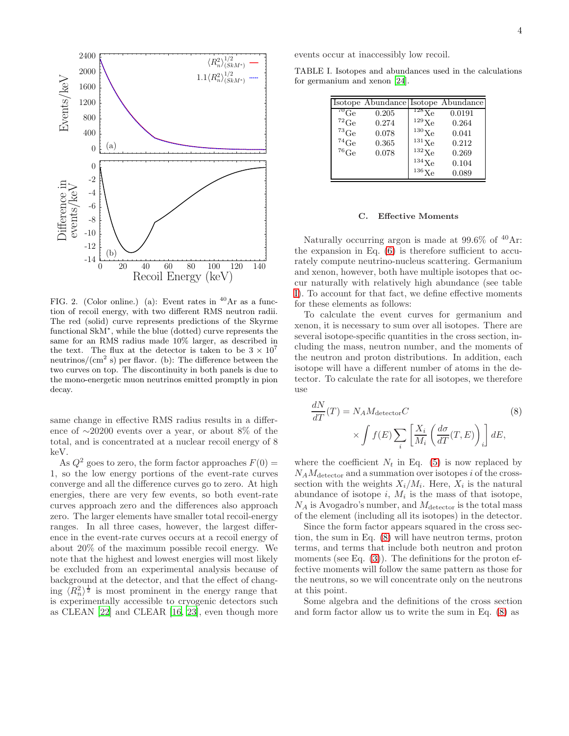FIG. 2. (Color online.) (a): Event rates in $^{40}$Ar as a function of recoil energy, with two different RMS neutron radii. The red (solid) curve represents predictions of the Skyrme functional SkM$^*$, while the blue (dotted) curve represents the same for an RMS radius made 10% larger, as described in the text. The flux at the detector is taken to be $3 \times 10^7$ neutrinos/(cm$^2$ s) per flavor. (b): The difference between the two curves on top. The discontinuity in both panels is due to the mono-energetic muon neutrinos emitted promptly in pion decay.

same change in effective RMS radius results in a difference of ∼20200 events over a year, or about 8% of the total, and is concentrated at a nuclear recoil energy of 8 keV.

As $Q^2$ goes to zero, the form factor approaches $F(0) = 1$, so the low energy portions of the event-rate curves converge and all the difference curves go to zero. At high energies, there are very few events, so both event-rate curves approach zero and the differences also approach zero. The larger elements have smaller total recoil-energy ranges. In all three cases, however, the largest difference in the event-rate curves occurs at a recoil energy of about 20% of the maximum possible recoil energy. We note that the highest and lowest energies will most likely be excluded from an experimental analysis because of background at the detector, and that the effect of changing $\langle R_n^2 \rangle^{\frac{1}{2}}$ is most prominent in the energy range that is experimentally accessible to cryogenic detectors such as CLEAN [22] and CLEAR [16, 23], even though more events occur at inaccessibly low recoil.

TABLE I. Isotopes and abundances used in the calculations for germanium and xenon [24].

| Isotope | Abundance | Isotope | Abundance |
|---|---|---|---|
| $^{70}$Ge | 0.205 | $^{128}$Xe | 0.0191 |
| $^{72}$Ge | 0.274 | $^{129}$Xe | 0.264 |
| $^{73}$Ge | 0.078 | $^{130}$Xe | 0.041 |
| $^{74}$Ge | 0.365 | $^{131}$Xe | 0.212 |
| $^{76}$Ge | 0.078 | $^{132}$Xe | 0.269 |
| | | $^{134}$Xe | 0.104 |
| | | $^{136}$Xe | 0.089 |

### C. Effective Moments

Naturally occurring argon is made at 99.6% of $^{40}$Ar: the expansion in Eq. (6) is therefore sufficient to accurately compute neutrino-nucleus scattering. Germanium and xenon, however, both have multiple isotopes that occur naturally with relatively high abundance (see table I). To account for that fact, we define effective moments for these elements as follows:

To calculate the event curves for germanium and xenon, it is necessary to sum over all isotopes. There are several isotope-specific quantities in the cross section, including the mass, neutron number, and the moments of the neutron and proton distributions. In addition, each isotope will have a different number of atoms in the detector. To calculate the rate for all isotopes, we therefore use

$$\frac{dN}{dT}(T) = N_A M_{\text{detector}} C \times \int f(E) \sum_i \left[ \frac{X_i}{M_i} \left( \frac{d\sigma}{dT}(T,E) \right)_i \right] dE, \tag{8}$$

where the coefficient $N_t$ in Eq. (5) is now replaced by $N_A M_{\text{detector}}$ and a summation over isotopes $i$ of the cross-section with the weights $X_i/M_i$. Here, $X_i$ is the natural abundance of isotope $i$, $M_i$ is the mass of that isotope, $N_A$ is Avogadro's number, and $M_{\text{detector}}$ is the total mass of the element (including all its isotopes) in the detector.

Since the form factor appears squared in the cross section, the sum in Eq. (8) will have neutron terms, proton terms, and terms that include both neutron and proton moments (see Eq. (3)). The definitions for the proton effective moments will follow the same pattern as those for the neutrons, so we will concentrate only on the neutrons at this point.

Some algebra and the definitions of the cross section and form factor allow us to write the sum in Eq. (8) as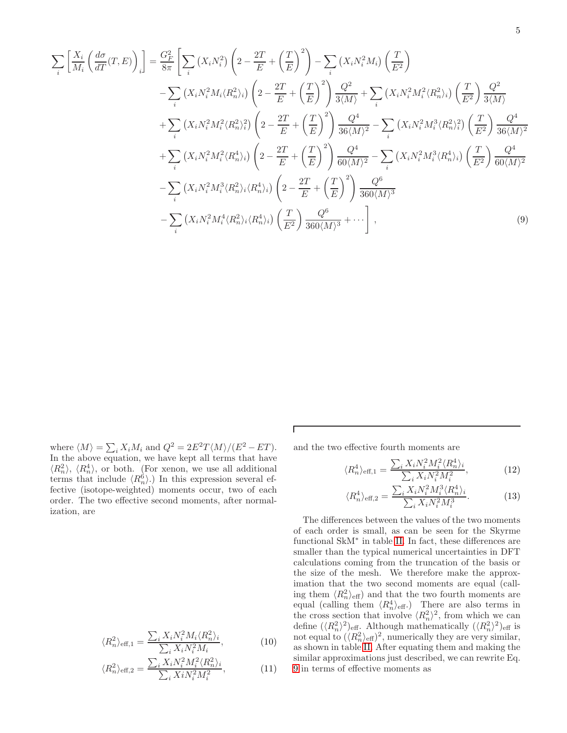$$
\begin{aligned}
\sum_i \left[\frac{X_i}{M_i}\left(\frac{d\sigma}{dT}(T,E)\right)_i\right] = \frac{G_F^2}{8\pi}\Bigg[&\sum_i \left(X_i N_i^2\right)\left(2-\frac{2T}{E}+\left(\frac{T}{E}\right)^2\right) - \sum_i \left(X_i N_i^2 M_i\right)\left(\frac{T}{E^2}\right) \\
&-\sum_i \left(X_i N_i^2 M_i \langle R_n^2\rangle_i\right)\left(2-\frac{2T}{E}+\left(\frac{T}{E}\right)^2\right)\frac{Q^2}{3\langle M\rangle} + \sum_i \left(X_i N_i^2 M_i^2 \langle R_n^2\rangle_i\right)\left(\frac{T}{E^2}\right)\frac{Q^2}{3\langle M\rangle} \\
&+\sum_i \left(X_i N_i^2 M_i^2 \langle R_n^2\rangle_i^2\right)\left(2-\frac{2T}{E}+\left(\frac{T}{E}\right)^2\right)\frac{Q^4}{36\langle M\rangle^2} - \sum_i \left(X_i N_i^2 M_i^3 \langle R_n^2\rangle_i^2\right)\left(\frac{T}{E^2}\right)\frac{Q^4}{36\langle M\rangle^2} \\
&+\sum_i \left(X_i N_i^2 M_i^2 \langle R_n^4\rangle_i\right)\left(2-\frac{2T}{E}+\left(\frac{T}{E}\right)^2\right)\frac{Q^4}{60\langle M\rangle^2} - \sum_i \left(X_i N_i^2 M_i^3 \langle R_n^4\rangle_i\right)\left(\frac{T}{E^2}\right)\frac{Q^4}{60\langle M\rangle^2} \\
&-\sum_i \left(X_i N_i^2 M_i^3 \langle R_n^2\rangle_i \langle R_n^4\rangle_i\right)\left(2-\frac{2T}{E}+\left(\frac{T}{E}\right)^2\right)\frac{Q^6}{360\langle M\rangle^3} \\
&-\sum_i \left(X_i N_i^2 M_i^4 \langle R_n^2\rangle_i \langle R_n^4\rangle_i\right)\left(\frac{T}{E^2}\right)\frac{Q^6}{360\langle M\rangle^3} + \cdots\Bigg], \qquad (9)
\end{aligned}
$$

where $\langle M\rangle = \sum_i X_i M_i$ and $Q^2 = 2E^2 T\langle M\rangle/(E^2 - ET)$. In the above equation, we have kept all terms that have $\langle R_n^2\rangle$, $\langle R_n^4\rangle$, or both. (For xenon, we use all additional terms that include $\langle R_n^6\rangle$.) In this expression several effective (isotope-weighted) moments occur, two of each order. The two effective second moments, after normalization, are

$$
\langle R_n^2\rangle_{\text{eff},1} = \frac{\sum_i X_i N_i^2 M_i \langle R_n^2\rangle_i}{\sum_i X_i N_i^2 M_i}, \qquad (10)
$$

$$
\langle R_n^2\rangle_{\text{eff},2} = \frac{\sum_i X_i N_i^2 M_i^2 \langle R_n^2\rangle_i}{\sum_i X i N_i^2 M_i^2}, \qquad (11)
$$

and the two effective fourth moments are

$$
\langle R_n^4\rangle_{\text{eff},1} = \frac{\sum_i X_i N_i^2 M_i^2 \langle R_n^4\rangle_i}{\sum_i X_i N_i^2 M_i^2}, \qquad (12)
$$

$$
\langle R_n^4\rangle_{\text{eff},2} = \frac{\sum_i X_i N_i^2 M_i^3 \langle R_n^4\rangle_i}{\sum_i X_i N_i^2 M_i^3}. \qquad (13)
$$

The differences between the values of the two moments of each order is small, as can be seen for the Skyrme functional SkM* in table II. In fact, these differences are smaller than the typical numerical uncertainties in DFT calculations coming from the truncation of the basis or the size of the mesh. We therefore make the approximation that the two second moments are equal (calling them $\langle R_n^2\rangle_{\text{eff}}$) and that the two fourth moments are equal (calling them $\langle R_n^4\rangle_{\text{eff}}$.) There are also terms in the cross section that involve $\langle R_n^2\rangle^2$, from which we can define $(\langle R_n^2\rangle^2)_{\text{eff}}$. Although mathematically $(\langle R_n^2\rangle^2)_{\text{eff}}$ is not equal to $(\langle R_n^2\rangle_{\text{eff}})^2$, numerically they are very similar, as shown in table II. After equating them and making the similar approximations just described, we can rewrite Eq. 9 in terms of effective moments as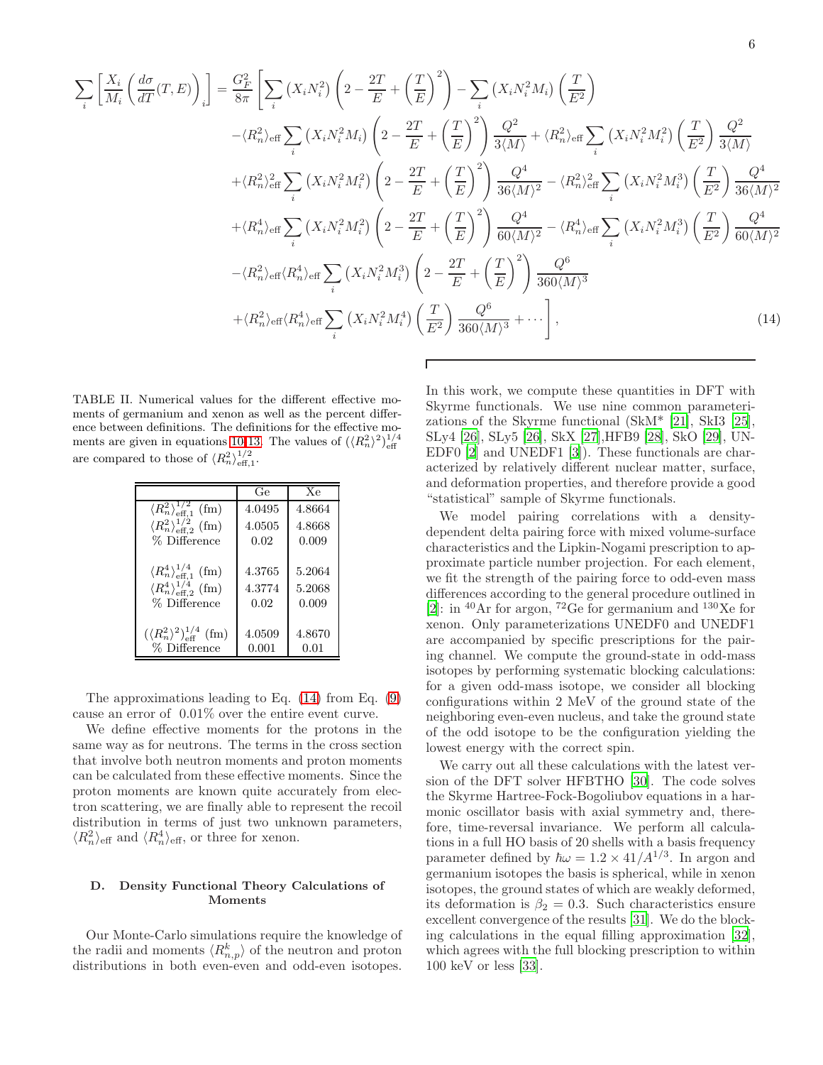$$
\begin{aligned}
\sum_i \left[ \frac{X_i}{M_i} \left( \frac{d\sigma}{dT}(T,E) \right)_i \right] = \frac{G_F^2}{8\pi} \Bigg[ & \sum_i \left( X_i N_i^2 \right) \left( 2 - \frac{2T}{E} + \left( \frac{T}{E} \right)^2 \right) - \sum_i \left( X_i N_i^2 M_i \right) \left( \frac{T}{E^2} \right) \\
& - \langle R_n^2 \rangle_{\text{eff}} \sum_i \left( X_i N_i^2 M_i \right) \left( 2 - \frac{2T}{E} + \left( \frac{T}{E} \right)^2 \right) \frac{Q^2}{3\langle M \rangle} + \langle R_n^2 \rangle_{\text{eff}} \sum_i \left( X_i N_i^2 M_i^2 \right) \left( \frac{T}{E^2} \right) \frac{Q^2}{3\langle M \rangle} \\
& + \langle R_n^2 \rangle_{\text{eff}}^2 \sum_i \left( X_i N_i^2 M_i^2 \right) \left( 2 - \frac{2T}{E} + \left( \frac{T}{E} \right)^2 \right) \frac{Q^4}{36\langle M \rangle^2} - \langle R_n^2 \rangle_{\text{eff}}^2 \sum_i \left( X_i N_i^2 M_i^3 \right) \left( \frac{T}{E^2} \right) \frac{Q^4}{36\langle M \rangle^2} \\
& + \langle R_n^4 \rangle_{\text{eff}} \sum_i \left( X_i N_i^2 M_i^2 \right) \left( 2 - \frac{2T}{E} + \left( \frac{T}{E} \right)^2 \right) \frac{Q^4}{60\langle M \rangle^2} - \langle R_n^4 \rangle_{\text{eff}} \sum_i \left( X_i N_i^2 M_i^3 \right) \left( \frac{T}{E^2} \right) \frac{Q^4}{60\langle M \rangle^2} \\
& - \langle R_n^2 \rangle_{\text{eff}} \langle R_n^4 \rangle_{\text{eff}} \sum_i \left( X_i N_i^2 M_i^3 \right) \left( 2 - \frac{2T}{E} + \left( \frac{T}{E} \right)^2 \right) \frac{Q^6}{360\langle M \rangle^3} \\
& + \langle R_n^2 \rangle_{\text{eff}} \langle R_n^4 \rangle_{\text{eff}} \sum_i \left( X_i N_i^2 M_i^4 \right) \left( \frac{T}{E^2} \right) \frac{Q^6}{360\langle M \rangle^3} + \cdots \Bigg],
\end{aligned}
\tag{14}
$$

TABLE II. Numerical values for the different effective moments of germanium and xenon as well as the percent difference between definitions. The definitions for the effective moments are given in equations 10-13. The values of $(\langle R_n^2 \rangle^2)_{\text{eff}}^{1/4}$ are compared to those of $\langle R_n^2 \rangle_{\text{eff},1}^{1/2}$.

| | Ge | Xe |
|---|---|---|
| $\langle R_n^2 \rangle_{\text{eff},1}^{1/2}$ (fm) | 4.0495 | 4.8664 |
| $\langle R_n^2 \rangle_{\text{eff},2}^{1/2}$ (fm) | 4.0505 | 4.8668 |
| % Difference | 0.02 | 0.009 |
| $\langle R_n^4 \rangle_{\text{eff},1}^{1/4}$ (fm) | 4.3765 | 5.2064 |
| $\langle R_n^4 \rangle_{\text{eff},2}^{1/4}$ (fm) | 4.3774 | 5.2068 |
| % Difference | 0.02 | 0.009 |
| $(\langle R_n^2 \rangle^2)_{\text{eff}}^{1/4}$ (fm) | 4.0509 | 4.8670 |
| % Difference | 0.001 | 0.01 |

The approximations leading to Eq. (14) from Eq. (9) cause an error of 0.01% over the entire event curve.

We define effective moments for the protons in the same way as for neutrons. The terms in the cross section that involve both neutron moments and proton moments can be calculated from these effective moments. Since the proton moments are known quite accurately from electron scattering, we are finally able to represent the recoil distribution in terms of just two unknown parameters, $\langle R_n^2 \rangle_{\text{eff}}$ and $\langle R_n^4 \rangle_{\text{eff}}$, or three for xenon.

### D. Density Functional Theory Calculations of Moments

Our Monte-Carlo simulations require the knowledge of the radii and moments $\langle R_{n,p}^k \rangle$ of the neutron and proton distributions in both even-even and odd-even isotopes. In this work, we compute these quantities in DFT with Skyrme functionals. We use nine common parameterizations of the Skyrme functional (SkM* [21], SkI3 [25], SLy4 [26], SLy5 [26], SkX [27],HFB9 [28], SkO [29], UNEDF0 [2] and UNEDF1 [3]). These functionals are characterized by relatively different nuclear matter, surface, and deformation properties, and therefore provide a good "statistical" sample of Skyrme functionals.

We model pairing correlations with a density-dependent delta pairing force with mixed volume-surface characteristics and the Lipkin-Nogami prescription to approximate particle number projection. For each element, we fit the strength of the pairing force to odd-even mass differences according to the general procedure outlined in [2]: in $^{40}$Ar for argon, $^{72}$Ge for germanium and $^{130}$Xe for xenon. Only parameterizations UNEDF0 and UNEDF1 are accompanied by specific prescriptions for the pairing channel. We compute the ground-state in odd-mass isotopes by performing systematic blocking calculations: for a given odd-mass isotope, we consider all blocking configurations within 2 MeV of the ground state of the neighboring even-even nucleus, and take the ground state of the odd isotope to be the configuration yielding the lowest energy with the correct spin.

We carry out all these calculations with the latest version of the DFT solver HFBTHO [30]. The code solves the Skyrme Hartree-Fock-Bogoliubov equations in a harmonic oscillator basis with axial symmetry and, therefore, time-reversal invariance. We perform all calculations in a full HO basis of 20 shells with a basis frequency parameter defined by $\hbar\omega = 1.2 \times 41/A^{1/3}$. In argon and germanium isotopes the basis is spherical, while in xenon isotopes, the ground states of which are weakly deformed, its deformation is $\beta_2 = 0.3$. Such characteristics ensure excellent convergence of the results [31]. We do the blocking calculations in the equal filling approximation [32], which agrees with the full blocking prescription to within 100 keV or less [33].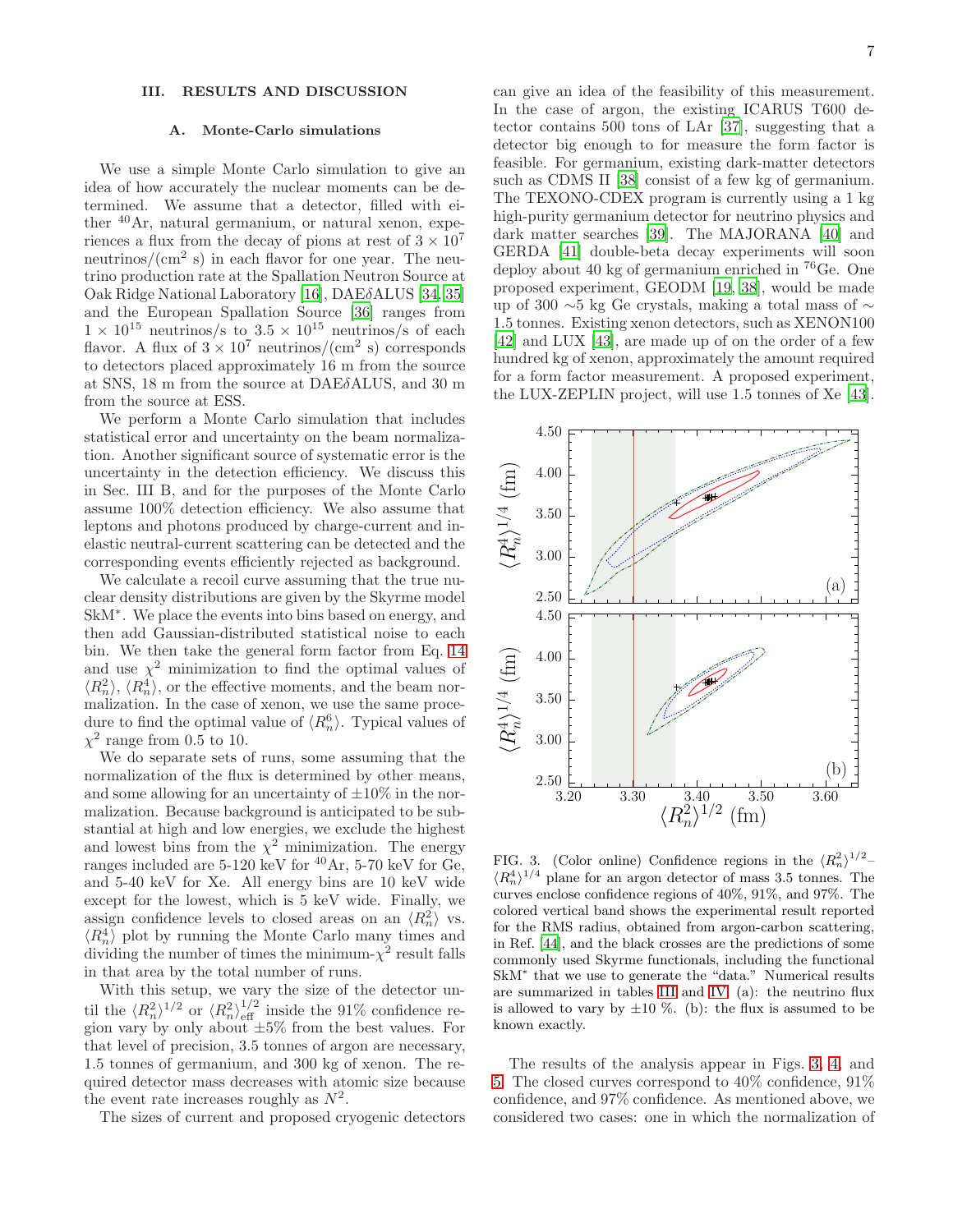## III. RESULTS AND DISCUSSION

### A. Monte-Carlo simulations

We use a simple Monte Carlo simulation to give an idea of how accurately the nuclear moments can be determined. We assume that a detector, filled with either $^{40}$Ar, natural germanium, or natural xenon, experiences a flux from the decay of pions at rest of $3 \times 10^7$ neutrinos/(cm$^2$ s) in each flavor for one year. The neutrino production rate at the Spallation Neutron Source at Oak Ridge National Laboratory [16], DAE$\delta$ALUS [34, 35] and the European Spallation Source [36] ranges from $1 \times 10^{15}$ neutrinos/s to $3.5 \times 10^{15}$ neutrinos/s of each flavor. A flux of $3 \times 10^7$ neutrinos/(cm$^2$ s) corresponds to detectors placed approximately 16 m from the source at SNS, 18 m from the source at DAE$\delta$ALUS, and 30 m from the source at ESS.

We perform a Monte Carlo simulation that includes statistical error and uncertainty on the beam normalization. Another significant source of systematic error is the uncertainty in the detection efficiency. We discuss this in Sec. III B, and for the purposes of the Monte Carlo assume 100% detection efficiency. We also assume that leptons and photons produced by charge-current and inelastic neutral-current scattering can be detected and the corresponding events efficiently rejected as background.

We calculate a recoil curve assuming that the true nuclear density distributions are given by the Skyrme model SkM$^*$. We place the events into bins based on energy, and then add Gaussian-distributed statistical noise to each bin. We then take the general form factor from Eq. 14 and use $\chi^2$ minimization to find the optimal values of $\langle R_n^2 \rangle$, $\langle R_n^4 \rangle$, or the effective moments, and the beam normalization. In the case of xenon, we use the same procedure to find the optimal value of $\langle R_n^6 \rangle$. Typical values of $\chi^2$ range from 0.5 to 10.

We do separate sets of runs, some assuming that the normalization of the flux is determined by other means, and some allowing for an uncertainty of $\pm10$% in the normalization. Because background is anticipated to be substantial at high and low energies, we exclude the highest and lowest bins from the $\chi^2$ minimization. The energy ranges included are 5-120 keV for $^{40}$Ar, 5-70 keV for Ge, and 5-40 keV for Xe. All energy bins are 10 keV wide except for the lowest, which is 5 keV wide. Finally, we assign confidence levels to closed areas on an $\langle R_n^2 \rangle$ vs. $\langle R_n^4 \rangle$ plot by running the Monte Carlo many times and dividing the number of times the minimum-$\chi^2$ result falls in that area by the total number of runs.

With this setup, we vary the size of the detector until the $\langle R_n^2 \rangle^{1/2}$ or $\langle R_n^2 \rangle_{\text{eff}}^{1/2}$ inside the 91% confidence region vary by only about $\pm5$% from the best values. For that level of precision, 3.5 tonnes of argon are necessary, 1.5 tonnes of germanium, and 300 kg of xenon. The required detector mass decreases with atomic size because the event rate increases roughly as $N^2$.

The sizes of current and proposed cryogenic detectors can give an idea of the feasibility of this measurement. In the case of argon, the existing ICARUS T600 detector contains 500 tons of LAr [37], suggesting that a detector big enough to for measure the form factor is feasible. For germanium, existing dark-matter detectors such as CDMS II [38] consist of a few kg of germanium. The TEXONO-CDEX program is currently using a 1 kg high-purity germanium detector for neutrino physics and dark matter searches [39]. The MAJORANA [40] and GERDA [41] double-beta decay experiments will soon deploy about 40 kg of germanium enriched in $^{76}$Ge. One proposed experiment, GEODM [19, 38], would be made up of 300 $\sim$5 kg Ge crystals, making a total mass of $\sim$ 1.5 tonnes. Existing xenon detectors, such as XENON100 [42] and LUX [43], are made up of on the order of a few hundred kg of xenon, approximately the amount required for a form factor measurement. A proposed experiment, the LUX-ZEPLIN project, will use 1.5 tonnes of Xe [43].

FIG. 3. (Color online) Confidence regions in the $\langle R_n^2 \rangle^{1/2}$–$\langle R_n^4 \rangle^{1/4}$ plane for an argon detector of mass 3.5 tonnes. The curves enclose confidence regions of 40%, 91%, and 97%. The colored vertical band shows the experimental result reported for the RMS radius, obtained from argon-carbon scattering, in Ref. [44], and the black crosses are the predictions of some commonly used Skyrme functionals, including the functional SkM$^*$ that we use to generate the "data." Numerical results are summarized in tables III and IV. (a): the neutrino flux is allowed to vary by $\pm10$ %. (b): the flux is assumed to be known exactly.

The results of the analysis appear in Figs. 3, 4, and 5. The closed curves correspond to 40% confidence, 91% confidence, and 97% confidence. As mentioned above, we considered two cases: one in which the normalization of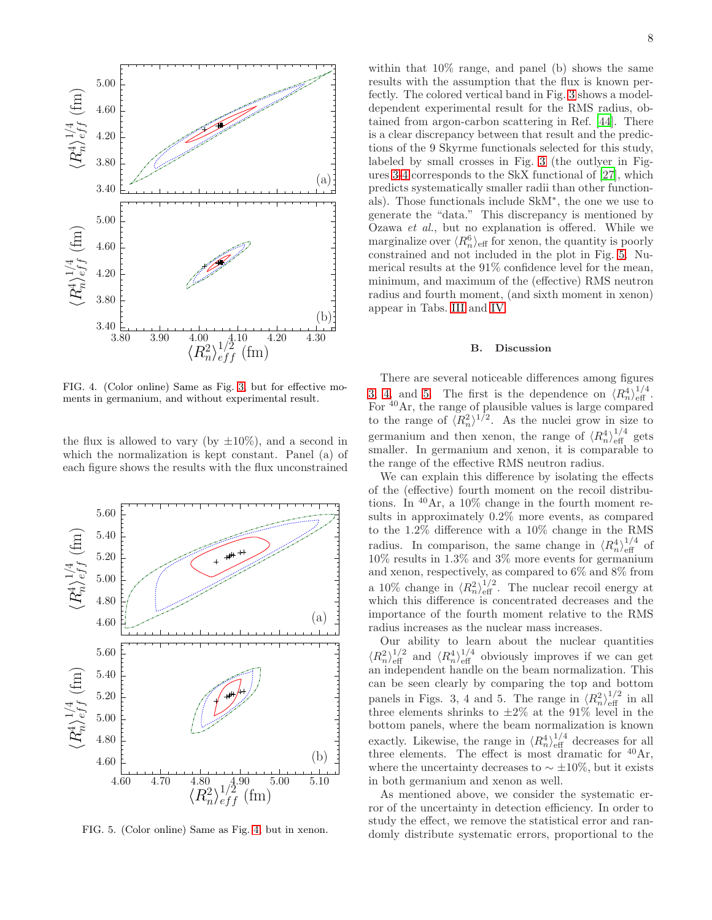FIG. 4. (Color online) Same as Fig. 3, but for effective moments in germanium, and without experimental result.

the flux is allowed to vary (by ±10%), and a second in which the normalization is kept constant. Panel (a) of each figure shows the results with the flux unconstrained within that 10% range, and panel (b) shows the same results with the assumption that the flux is known perfectly. The colored vertical band in Fig. 3 shows a model-dependent experimental result for the RMS radius, obtained from argon-carbon scattering in Ref. [44]. There is a clear discrepancy between that result and the predictions of the 9 Skyrme functionals selected for this study, labeled by small crosses in Fig. 3 (the outlyer in Figures 3-4 corresponds to the SkX functional of [27], which predicts systematically smaller radii than other functionals). Those functionals include SkM*, the one we use to generate the "data." This discrepancy is mentioned by Ozawa *et al.*, but no explanation is offered. While we marginalize over $\langle R_n^6\rangle_{\rm eff}$ for xenon, the quantity is poorly constrained and not included in the plot in Fig. 5. Numerical results at the 91% confidence level for the mean, minimum, and maximum of the (effective) RMS neutron radius and fourth moment, (and sixth moment in xenon) appear in Tabs. III and IV.

FIG. 5. (Color online) Same as Fig. 4, but in xenon.

### B. Discussion

There are several noticeable differences among figures 3, 4, and 5. The first is the dependence on $\langle R_n^4\rangle_{\rm eff}^{1/4}$. For $^{40}$Ar, the range of plausible values is large compared to the range of $\langle R_n^2\rangle^{1/2}$. As the nuclei grow in size to germanium and then xenon, the range of $\langle R_n^4\rangle_{\rm eff}^{1/4}$ gets smaller. In germanium and xenon, it is comparable to the range of the effective RMS neutron radius.

We can explain this difference by isolating the effects of the (effective) fourth moment on the recoil distributions. In $^{40}$Ar, a 10% change in the fourth moment results in approximately 0.2% more events, as compared to the 1.2% difference with a 10% change in the RMS radius. In comparison, the same change in $\langle R_n^4\rangle_{\rm eff}^{1/4}$ of 10% results in 1.3% and 3% more events for germanium and xenon, respectively, as compared to 6% and 8% from a 10% change in $\langle R_n^2\rangle_{\rm eff}^{1/2}$. The nuclear recoil energy at which this difference is concentrated decreases and the importance of the fourth moment relative to the RMS radius increases as the nuclear mass increases.

Our ability to learn about the nuclear quantities $\langle R_n^2\rangle_{\rm eff}^{1/2}$ and $\langle R_n^4\rangle_{\rm eff}^{1/4}$ obviously improves if we can get an independent handle on the beam normalization. This can be seen clearly by comparing the top and bottom panels in Figs. 3, 4 and 5. The range in $\langle R_n^2\rangle_{\rm eff}^{1/2}$ in all three elements shrinks to ±2% at the 91% level in the bottom panels, where the beam normalization is known exactly. Likewise, the range in $\langle R_n^4\rangle_{\rm eff}^{1/4}$ decreases for all three elements. The effect is most dramatic for $^{40}$Ar, where the uncertainty decreases to $\sim \pm 10\%$, but it exists in both germanium and xenon as well.

As mentioned above, we consider the systematic error of the uncertainty in detection efficiency. In order to study the effect, we remove the statistical error and randomly distribute systematic errors, proportional to the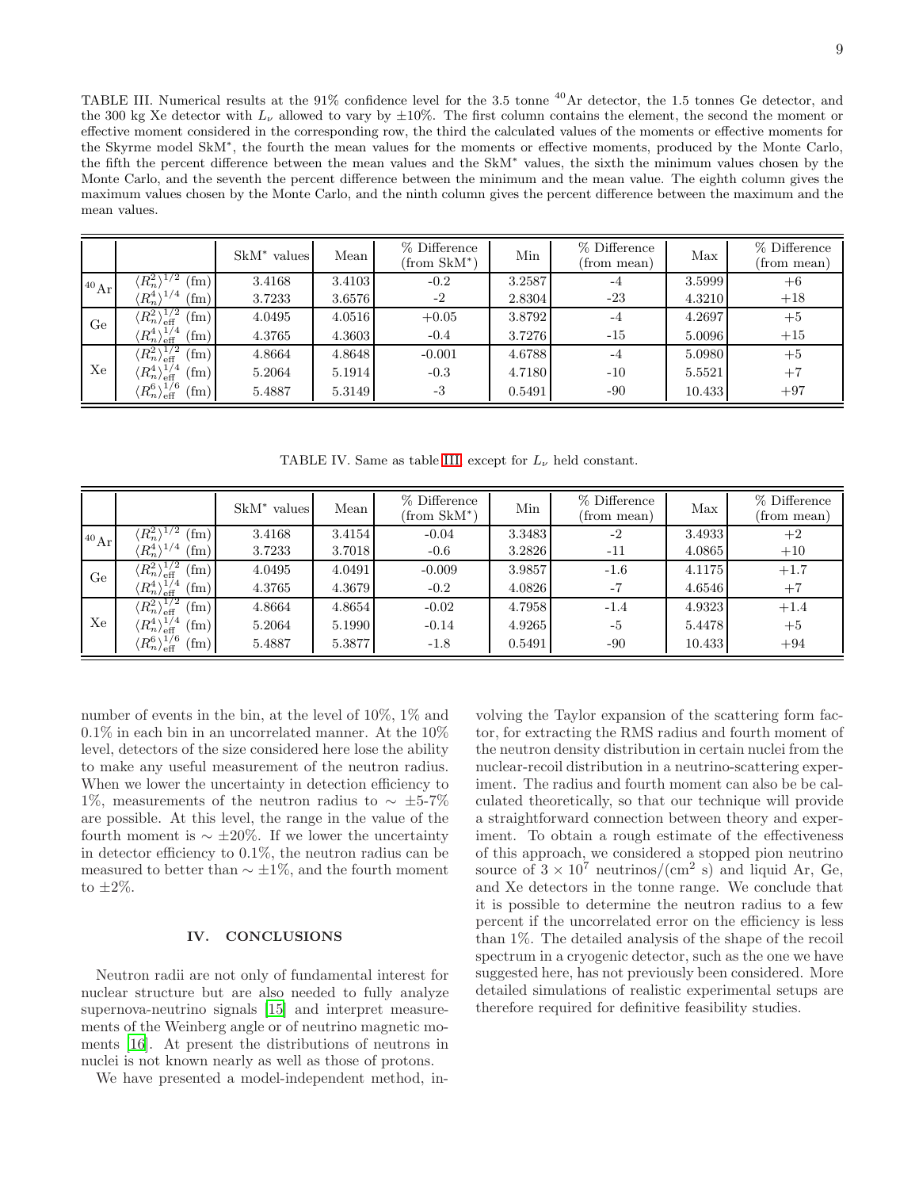TABLE III. Numerical results at the 91% confidence level for the 3.5 tonne $^{40}$Ar detector, the 1.5 tonnes Ge detector, and the 300 kg Xe detector with $L_\nu$ allowed to vary by ±10%. The first column contains the element, the second the moment or effective moment considered in the corresponding row, the third the calculated values of the moments or effective moments for the Skyrme model SkM*, the fourth the mean values for the moments or effective moments, produced by the Monte Carlo, the fifth the percent difference between the mean values and the SkM* values, the sixth the minimum values chosen by the Monte Carlo, and the seventh the percent difference between the minimum and the mean value. The eighth column gives the maximum values chosen by the Monte Carlo, and the ninth column gives the percent difference between the maximum and the mean values.

| | | SkM* values | Mean | % Difference (from SkM*) | Min | % Difference (from mean) | Max | % Difference (from mean) |
|---|---|---|---|---|---|---|---|---|
| $^{40}$Ar | $\langle R_n^2\rangle^{1/2}$ (fm) | 3.4168 | 3.4103 | -0.2 | 3.2587 | -4 | 3.5999 | +6 |
| | $\langle R_n^4\rangle^{1/4}$ (fm) | 3.7233 | 3.6576 | -2 | 2.8304 | -23 | 4.3210 | +18 |
| Ge | $\langle R_n^2\rangle_{\rm eff}^{1/2}$ (fm) | 4.0495 | 4.0516 | +0.05 | 3.8792 | -4 | 4.2697 | +5 |
| | $\langle R_n^4\rangle_{\rm eff}^{1/4}$ (fm) | 4.3765 | 4.3603 | -0.4 | 3.7276 | -15 | 5.0096 | +15 |
| Xe | $\langle R_n^2\rangle_{\rm eff}^{1/2}$ (fm) | 4.8664 | 4.8648 | -0.001 | 4.6788 | -4 | 5.0980 | +5 |
| | $\langle R_n^4\rangle_{\rm eff}^{1/4}$ (fm) | 5.2064 | 5.1914 | -0.3 | 4.7180 | -10 | 5.5521 | +7 |
| | $\langle R_n^6\rangle_{\rm eff}^{1/6}$ (fm) | 5.4887 | 5.3149 | -3 | 0.5491 | -90 | 10.433 | +97 |

TABLE IV. Same as table III, except for $L_\nu$ held constant.

| | | SkM* values | Mean | % Difference (from SkM*) | Min | % Difference (from mean) | Max | % Difference (from mean) |
|---|---|---|---|---|---|---|---|---|
| $^{40}$Ar | $\langle R_n^2\rangle^{1/2}$ (fm) | 3.4168 | 3.4154 | -0.04 | 3.3483 | -2 | 3.4933 | +2 |
| | $\langle R_n^4\rangle^{1/4}$ (fm) | 3.7233 | 3.7018 | -0.6 | 3.2826 | -11 | 4.0865 | +10 |
| Ge | $\langle R_n^2\rangle_{\rm eff}^{1/2}$ (fm) | 4.0495 | 4.0491 | -0.009 | 3.9857 | -1.6 | 4.1175 | +1.7 |
| | $\langle R_n^4\rangle_{\rm eff}^{1/4}$ (fm) | 4.3765 | 4.3679 | -0.2 | 4.0826 | -7 | 4.6546 | +7 |
| Xe | $\langle R_n^2\rangle_{\rm eff}^{1/2}$ (fm) | 4.8664 | 4.8654 | -0.02 | 4.7958 | -1.4 | 4.9323 | +1.4 |
| | $\langle R_n^4\rangle_{\rm eff}^{1/4}$ (fm) | 5.2064 | 5.1990 | -0.14 | 4.9265 | -5 | 5.4478 | +5 |
| | $\langle R_n^6\rangle_{\rm eff}^{1/6}$ (fm) | 5.4887 | 5.3877 | -1.8 | 0.5491 | -90 | 10.433 | +94 |

number of events in the bin, at the level of 10%, 1% and 0.1% in each bin in an uncorrelated manner. At the 10% level, detectors of the size considered here lose the ability to make any useful measurement of the neutron radius. When we lower the uncertainty in detection efficiency to 1%, measurements of the neutron radius to $\sim \pm$5-7% are possible. At this level, the range in the value of the fourth moment is $\sim \pm$20%. If we lower the uncertainty in detector efficiency to 0.1%, the neutron radius can be measured to better than $\sim \pm$1%, and the fourth moment to ±2%.

## IV. CONCLUSIONS

Neutron radii are not only of fundamental interest for nuclear structure but are also needed to fully analyze supernova-neutrino signals [15] and interpret measurements of the Weinberg angle or of neutrino magnetic moments [16]. At present the distributions of neutrons in nuclei is not known nearly as well as those of protons.

We have presented a model-independent method, involving the Taylor expansion of the scattering form factor, for extracting the RMS radius and fourth moment of the neutron density distribution in certain nuclei from the nuclear-recoil distribution in a neutrino-scattering experiment. The radius and fourth moment can also be be calculated theoretically, so that our technique will provide a straightforward connection between theory and experiment. To obtain a rough estimate of the effectiveness of this approach, we considered a stopped pion neutrino source of $3 \times 10^7$ neutrinos/(cm$^2$ s) and liquid Ar, Ge, and Xe detectors in the tonne range. We conclude that it is possible to determine the neutron radius to a few percent if the uncorrelated error on the efficiency is less than 1%. The detailed analysis of the shape of the recoil spectrum in a cryogenic detector, such as the one we have suggested here, has not previously been considered. More detailed simulations of realistic experimental setups are therefore required for definitive feasibility studies.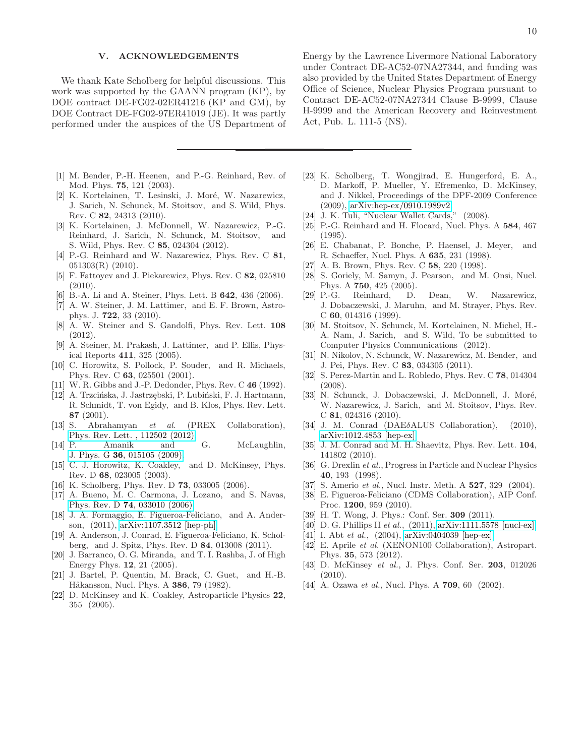## V. ACKNOWLEDGEMENTS

We thank Kate Scholberg for helpful discussions. This work was supported by the GAANN program (KP), by DOE contract DE-FG02-02ER41216 (KP and GM), by DOE Contract DE-FG02-97ER41019 (JE). It was partly performed under the auspices of the US Department of Energy by the Lawrence Livermore National Laboratory under Contract DE-AC52-07NA27344, and funding was also provided by the United States Department of Energy Office of Science, Nuclear Physics Program pursuant to Contract DE-AC52-07NA27344 Clause B-9999, Clause H-9999 and the American Recovery and Reinvestment Act, Pub. L. 111-5 (NS).

---

[1] M. Bender, P.-H. Heenen, and P.-G. Reinhard, Rev. of Mod. Phys. **75**, 121 (2003).

[2] K. Kortelainen, T. Lesinski, J. Moré, W. Nazarewicz, J. Sarich, N. Schunck, M. Stoitsov, and S. Wild, Phys. Rev. C **82**, 24313 (2010).

[3] K. Kortelainen, J. McDonnell, W. Nazarewicz, P.-G. Reinhard, J. Sarich, N. Schunck, M. Stoitsov, and S. Wild, Phys. Rev. C **85**, 024304 (2012).

[4] P.-G. Reinhard and W. Nazarewicz, Phys. Rev. C **81**, 051303(R) (2010).

[5] F. Fattoyev and J. Piekarewicz, Phys. Rev. C **82**, 025810 (2010).

[6] B.-A. Li and A. Steiner, Phys. Lett. B **642**, 436 (2006).

[7] A. W. Steiner, J. M. Lattimer, and E. F. Brown, Astrophys. J. **722**, 33 (2010).

[8] A. W. Steiner and S. Gandolfi, Phys. Rev. Lett. **108** (2012).

[9] A. Steiner, M. Prakash, J. Lattimer, and P. Ellis, Physical Reports **411**, 325 (2005).

[10] C. Horowitz, S. Pollock, P. Souder, and R. Michaels, Phys. Rev. C **63**, 025501 (2001).

[11] W. R. Gibbs and J.-P. Dedonder, Phys. Rev. C **46** (1992).

[12] A. Trzcińska, J. Jastrzębski, P. Lubiński, F. J. Hartmann, R. Schmidt, T. von Egidy, and B. Klos, Phys. Rev. Lett. **87** (2001).

[13] S. Abrahamyan *et al.* (PREX Collaboration), Phys. Rev. Lett. , 112502 (2012).

[14] P. Amanik and G. McLaughlin, J. Phys. G **36**, 015105 (2009).

[15] C. J. Horowitz, K. Coakley, and D. McKinsey, Phys. Rev. D **68**, 023005 (2003).

[16] K. Scholberg, Phys. Rev. D **73**, 033005 (2006).

[17] A. Bueno, M. C. Carmona, J. Lozano, and S. Navas, Phys. Rev. D **74**, 033010 (2006).

[18] J. A. Formaggio, E. Figueroa-Feliciano, and A. Anderson, (2011), arXiv:1107.3512 [hep-ph].

[19] A. Anderson, J. Conrad, E. Figueroa-Feliciano, K. Scholberg, and J. Spitz, Phys. Rev. D **84**, 013008 (2011).

[20] J. Barranco, O. G. Miranda, and T. I. Rashba, J. of High Energy Phys. **12**, 21 (2005).

[21] J. Bartel, P. Quentin, M. Brack, C. Guet, and H.-B. Håkansson, Nucl. Phys. A **386**, 79 (1982).

[22] D. McKinsey and K. Coakley, Astroparticle Physics **22**, 355 (2005).

[23] K. Scholberg, T. Wongjirad, E. Hungerford, E. A., D. Markoff, P. Mueller, Y. Efremenko, D. McKinsey, and J. Nikkel, Proceedings of the DPF-2009 Conference (2009), arXiv:hep-ex/0910.1989v2.

[24] J. K. Tuli, "Nuclear Wallet Cards," (2008).

[25] P.-G. Reinhard and H. Flocard, Nucl. Phys. A **584**, 467 (1995).

[26] E. Chabanat, P. Bonche, P. Haensel, J. Meyer, and R. Schaeffer, Nucl. Phys. A **635**, 231 (1998).

[27] A. B. Brown, Phys. Rev. C **58**, 220 (1998).

[28] S. Goriely, M. Samyn, J. Pearson, and M. Onsi, Nucl. Phys. A **750**, 425 (2005).

[29] P.-G. Reinhard, D. Dean, W. Nazarewicz, J. Dobaczewski, J. Maruhn, and M. Strayer, Phys. Rev. C **60**, 014316 (1999).

[30] M. Stoitsov, N. Schunck, M. Kortelainen, N. Michel, H.-A. Nam, J. Sarich, and S. Wild, To be submitted to Computer Physics Communications (2012).

[31] N. Nikolov, N. Schunck, W. Nazarewicz, M. Bender, and J. Pei, Phys. Rev. C **83**, 034305 (2011).

[32] S. Perez-Martin and L. Robledo, Phys. Rev. C **78**, 014304 (2008).

[33] N. Schunck, J. Dobaczewski, J. McDonnell, J. Moré, W. Nazarewicz, J. Sarich, and M. Stoitsov, Phys. Rev. C **81**, 024316 (2010).

[34] J. M. Conrad (DAE$\delta$ALUS Collaboration), (2010), arXiv:1012.4853 [hep-ex].

[35] J. M. Conrad and M. H. Shaevitz, Phys. Rev. Lett. **104**, 141802 (2010).

[36] G. Drexlin *et al.*, Progress in Particle and Nuclear Physics **40**, 193 (1998).

[37] S. Amerio *et al.*, Nucl. Instr. Meth. A **527**, 329 (2004).

[38] E. Figueroa-Feliciano (CDMS Collaboration), AIP Conf. Proc. **1200**, 959 (2010).

[39] H. T. Wong, J. Phys.: Conf. Ser. **309** (2011).

[40] D. G. Phillips II *et al.*, (2011), arXiv:1111.5578 [nucl-ex].

[41] I. Abt *et al.*, (2004), arXiv:0404039 [hep-ex].

[42] E. Aprile *et al.* (XENON100 Collaboration), Astropart. Phys. **35**, 573 (2012).

[43] D. McKinsey *et al.*, J. Phys. Conf. Ser. **203**, 012026 (2010).

[44] A. Ozawa *et al.*, Nucl. Phys. A **709**, 60 (2002).